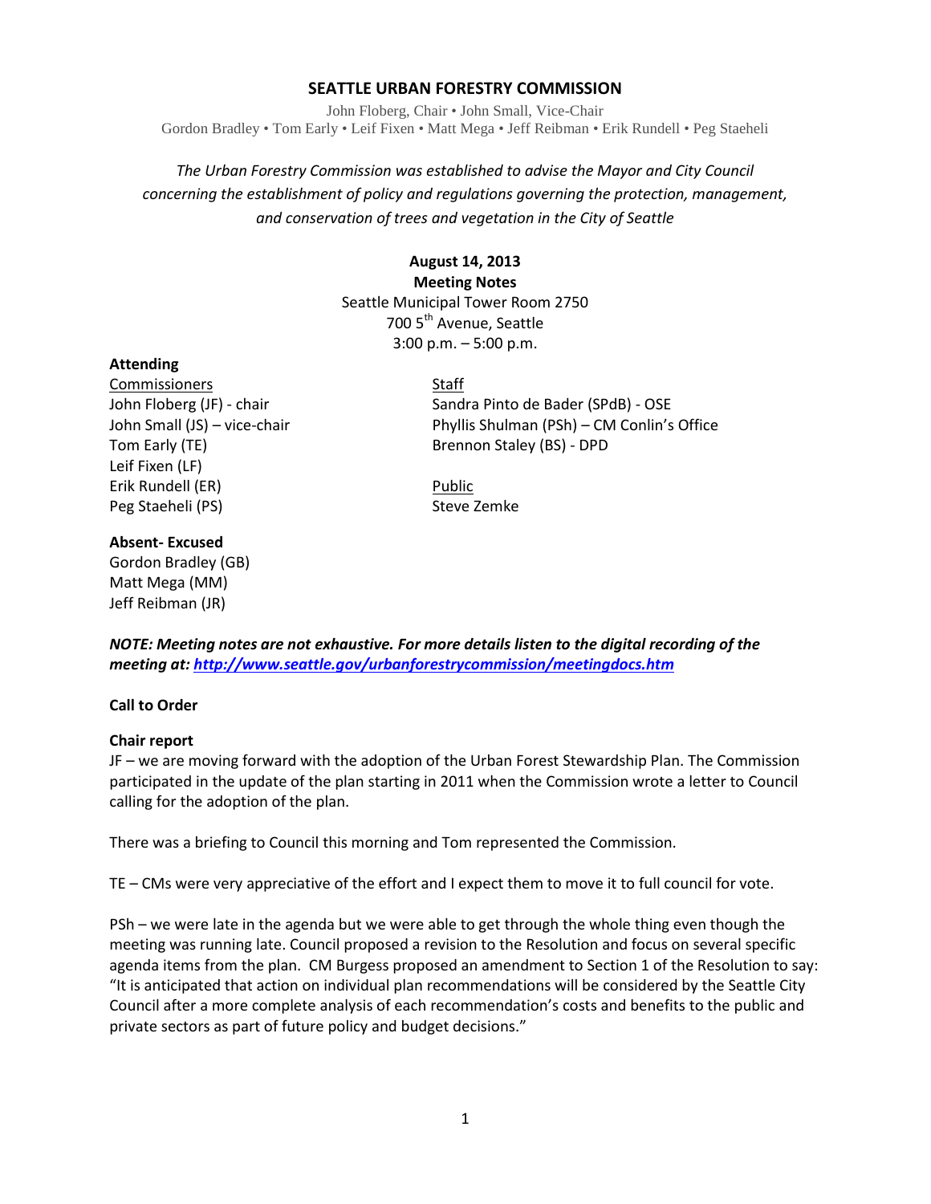# SEATTLE URBAN FORESTRY COMMISSION

John Floberg, Chair • John Small, Vice-Chair
Gordon Bradley • Tom Early • Leif Fixen • Matt Mega • Jeff Reibman • Erik Rundell • Peg Staeheli

*The Urban Forestry Commission was established to advise the Mayor and City Council concerning the establishment of policy and regulations governing the protection, management, and conservation of trees and vegetation in the City of Seattle*

**August 14, 2013**
**Meeting Notes**
Seattle Municipal Tower Room 2750
700 5th Avenue, Seattle
3:00 p.m. – 5:00 p.m.

**Attending**

Commissioners
John Floberg (JF) - chair
John Small (JS) – vice-chair
Tom Early (TE)
Leif Fixen (LF)
Erik Rundell (ER)
Peg Staeheli (PS)

Staff
Sandra Pinto de Bader (SPdB) - OSE
Phyllis Shulman (PSh) – CM Conlin's Office
Brennon Staley (BS) - DPD

Public
Steve Zemke

**Absent- Excused**
Gordon Bradley (GB)
Matt Mega (MM)
Jeff Reibman (JR)

***NOTE: Meeting notes are not exhaustive. For more details listen to the digital recording of the meeting at: http://www.seattle.gov/urbanforestrycommission/meetingdocs.htm***

**Call to Order**

**Chair report**
JF – we are moving forward with the adoption of the Urban Forest Stewardship Plan. The Commission participated in the update of the plan starting in 2011 when the Commission wrote a letter to Council calling for the adoption of the plan.

There was a briefing to Council this morning and Tom represented the Commission.

TE – CMs were very appreciative of the effort and I expect them to move it to full council for vote.

PSh – we were late in the agenda but we were able to get through the whole thing even though the meeting was running late. Council proposed a revision to the Resolution and focus on several specific agenda items from the plan. CM Burgess proposed an amendment to Section 1 of the Resolution to say: "It is anticipated that action on individual plan recommendations will be considered by the Seattle City Council after a more complete analysis of each recommendation's costs and benefits to the public and private sectors as part of future policy and budget decisions."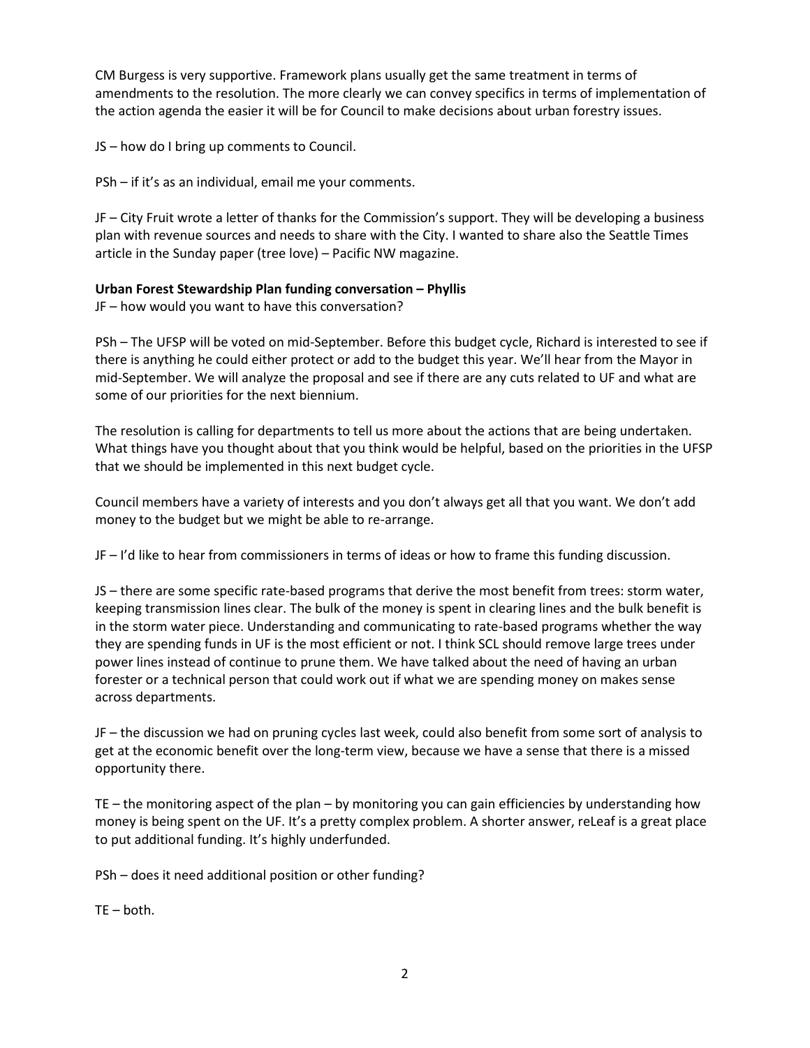CM Burgess is very supportive. Framework plans usually get the same treatment in terms of amendments to the resolution. The more clearly we can convey specifics in terms of implementation of the action agenda the easier it will be for Council to make decisions about urban forestry issues.

JS – how do I bring up comments to Council.

PSh – if it's as an individual, email me your comments.

JF – City Fruit wrote a letter of thanks for the Commission's support. They will be developing a business plan with revenue sources and needs to share with the City. I wanted to share also the Seattle Times article in the Sunday paper (tree love) – Pacific NW magazine.

**Urban Forest Stewardship Plan funding conversation – Phyllis**

JF – how would you want to have this conversation?

PSh – The UFSP will be voted on mid-September. Before this budget cycle, Richard is interested to see if there is anything he could either protect or add to the budget this year. We'll hear from the Mayor in mid-September. We will analyze the proposal and see if there are any cuts related to UF and what are some of our priorities for the next biennium.

The resolution is calling for departments to tell us more about the actions that are being undertaken. What things have you thought about that you think would be helpful, based on the priorities in the UFSP that we should be implemented in this next budget cycle.

Council members have a variety of interests and you don't always get all that you want. We don't add money to the budget but we might be able to re-arrange.

JF – I'd like to hear from commissioners in terms of ideas or how to frame this funding discussion.

JS – there are some specific rate-based programs that derive the most benefit from trees: storm water, keeping transmission lines clear. The bulk of the money is spent in clearing lines and the bulk benefit is in the storm water piece. Understanding and communicating to rate-based programs whether the way they are spending funds in UF is the most efficient or not. I think SCL should remove large trees under power lines instead of continue to prune them. We have talked about the need of having an urban forester or a technical person that could work out if what we are spending money on makes sense across departments.

JF – the discussion we had on pruning cycles last week, could also benefit from some sort of analysis to get at the economic benefit over the long-term view, because we have a sense that there is a missed opportunity there.

TE – the monitoring aspect of the plan – by monitoring you can gain efficiencies by understanding how money is being spent on the UF. It's a pretty complex problem. A shorter answer, reLeaf is a great place to put additional funding. It's highly underfunded.

PSh – does it need additional position or other funding?

TE – both.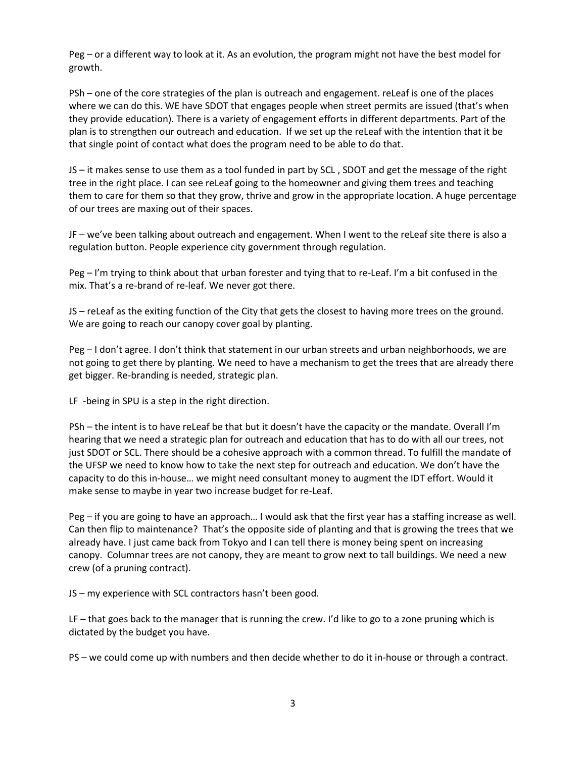Peg – or a different way to look at it. As an evolution, the program might not have the best model for growth.

PSh – one of the core strategies of the plan is outreach and engagement. reLeaf is one of the places where we can do this. WE have SDOT that engages people when street permits are issued (that's when they provide education). There is a variety of engagement efforts in different departments. Part of the plan is to strengthen our outreach and education. If we set up the reLeaf with the intention that it be that single point of contact what does the program need to be able to do that.

JS – it makes sense to use them as a tool funded in part by SCL , SDOT and get the message of the right tree in the right place. I can see reLeaf going to the homeowner and giving them trees and teaching them to care for them so that they grow, thrive and grow in the appropriate location. A huge percentage of our trees are maxing out of their spaces.

JF – we've been talking about outreach and engagement. When I went to the reLeaf site there is also a regulation button. People experience city government through regulation.

Peg – I'm trying to think about that urban forester and tying that to re-Leaf. I'm a bit confused in the mix. That's a re-brand of re-leaf. We never got there.

JS – reLeaf as the exiting function of the City that gets the closest to having more trees on the ground. We are going to reach our canopy cover goal by planting.

Peg – I don't agree. I don't think that statement in our urban streets and urban neighborhoods, we are not going to get there by planting. We need to have a mechanism to get the trees that are already there get bigger. Re-branding is needed, strategic plan.

LF -being in SPU is a step in the right direction.

PSh – the intent is to have reLeaf be that but it doesn't have the capacity or the mandate. Overall I'm hearing that we need a strategic plan for outreach and education that has to do with all our trees, not just SDOT or SCL. There should be a cohesive approach with a common thread. To fulfill the mandate of the UFSP we need to know how to take the next step for outreach and education. We don't have the capacity to do this in-house… we might need consultant money to augment the IDT effort. Would it make sense to maybe in year two increase budget for re-Leaf.

Peg – if you are going to have an approach… I would ask that the first year has a staffing increase as well. Can then flip to maintenance? That's the opposite side of planting and that is growing the trees that we already have. I just came back from Tokyo and I can tell there is money being spent on increasing canopy. Columnar trees are not canopy, they are meant to grow next to tall buildings. We need a new crew (of a pruning contract).

JS – my experience with SCL contractors hasn't been good.

LF – that goes back to the manager that is running the crew. I'd like to go to a zone pruning which is dictated by the budget you have.

PS – we could come up with numbers and then decide whether to do it in-house or through a contract.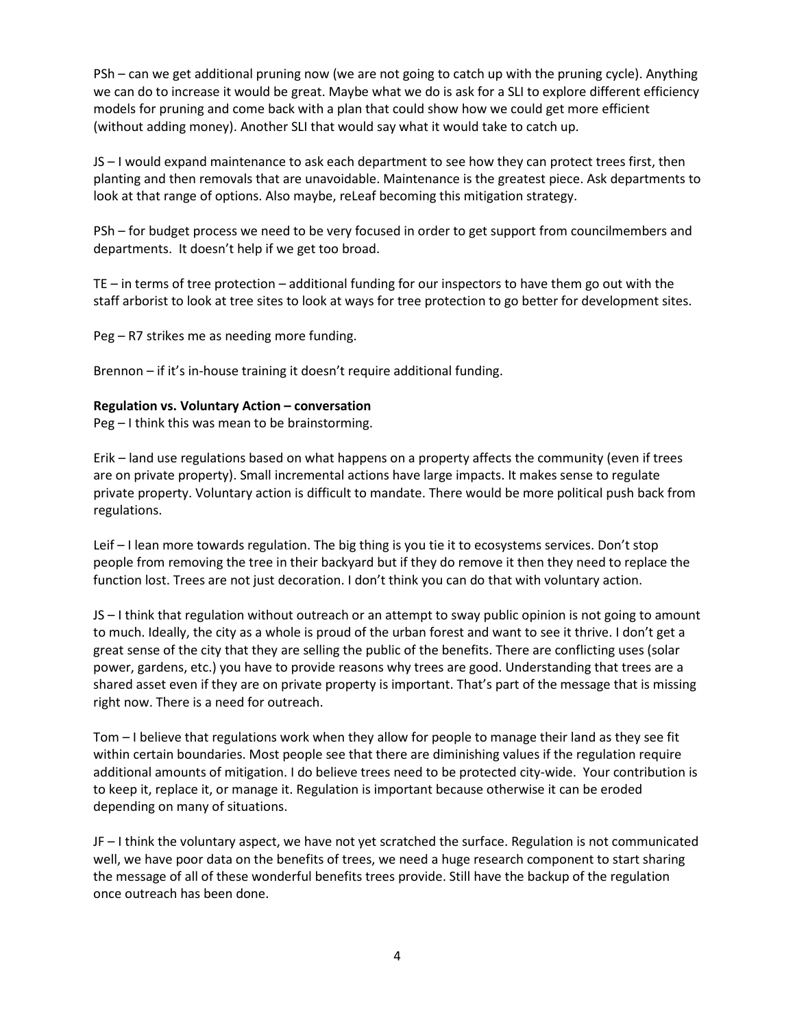PSh – can we get additional pruning now (we are not going to catch up with the pruning cycle). Anything we can do to increase it would be great. Maybe what we do is ask for a SLI to explore different efficiency models for pruning and come back with a plan that could show how we could get more efficient (without adding money). Another SLI that would say what it would take to catch up.

JS – I would expand maintenance to ask each department to see how they can protect trees first, then planting and then removals that are unavoidable. Maintenance is the greatest piece. Ask departments to look at that range of options. Also maybe, reLeaf becoming this mitigation strategy.

PSh – for budget process we need to be very focused in order to get support from councilmembers and departments. It doesn't help if we get too broad.

TE – in terms of tree protection – additional funding for our inspectors to have them go out with the staff arborist to look at tree sites to look at ways for tree protection to go better for development sites.

Peg – R7 strikes me as needing more funding.

Brennon – if it's in-house training it doesn't require additional funding.

**Regulation vs. Voluntary Action – conversation**

Peg – I think this was mean to be brainstorming.

Erik – land use regulations based on what happens on a property affects the community (even if trees are on private property). Small incremental actions have large impacts. It makes sense to regulate private property. Voluntary action is difficult to mandate. There would be more political push back from regulations.

Leif – I lean more towards regulation. The big thing is you tie it to ecosystems services. Don't stop people from removing the tree in their backyard but if they do remove it then they need to replace the function lost. Trees are not just decoration. I don't think you can do that with voluntary action.

JS – I think that regulation without outreach or an attempt to sway public opinion is not going to amount to much. Ideally, the city as a whole is proud of the urban forest and want to see it thrive. I don't get a great sense of the city that they are selling the public of the benefits. There are conflicting uses (solar power, gardens, etc.) you have to provide reasons why trees are good. Understanding that trees are a shared asset even if they are on private property is important. That's part of the message that is missing right now. There is a need for outreach.

Tom – I believe that regulations work when they allow for people to manage their land as they see fit within certain boundaries. Most people see that there are diminishing values if the regulation require additional amounts of mitigation. I do believe trees need to be protected city-wide. Your contribution is to keep it, replace it, or manage it. Regulation is important because otherwise it can be eroded depending on many of situations.

JF – I think the voluntary aspect, we have not yet scratched the surface. Regulation is not communicated well, we have poor data on the benefits of trees, we need a huge research component to start sharing the message of all of these wonderful benefits trees provide. Still have the backup of the regulation once outreach has been done.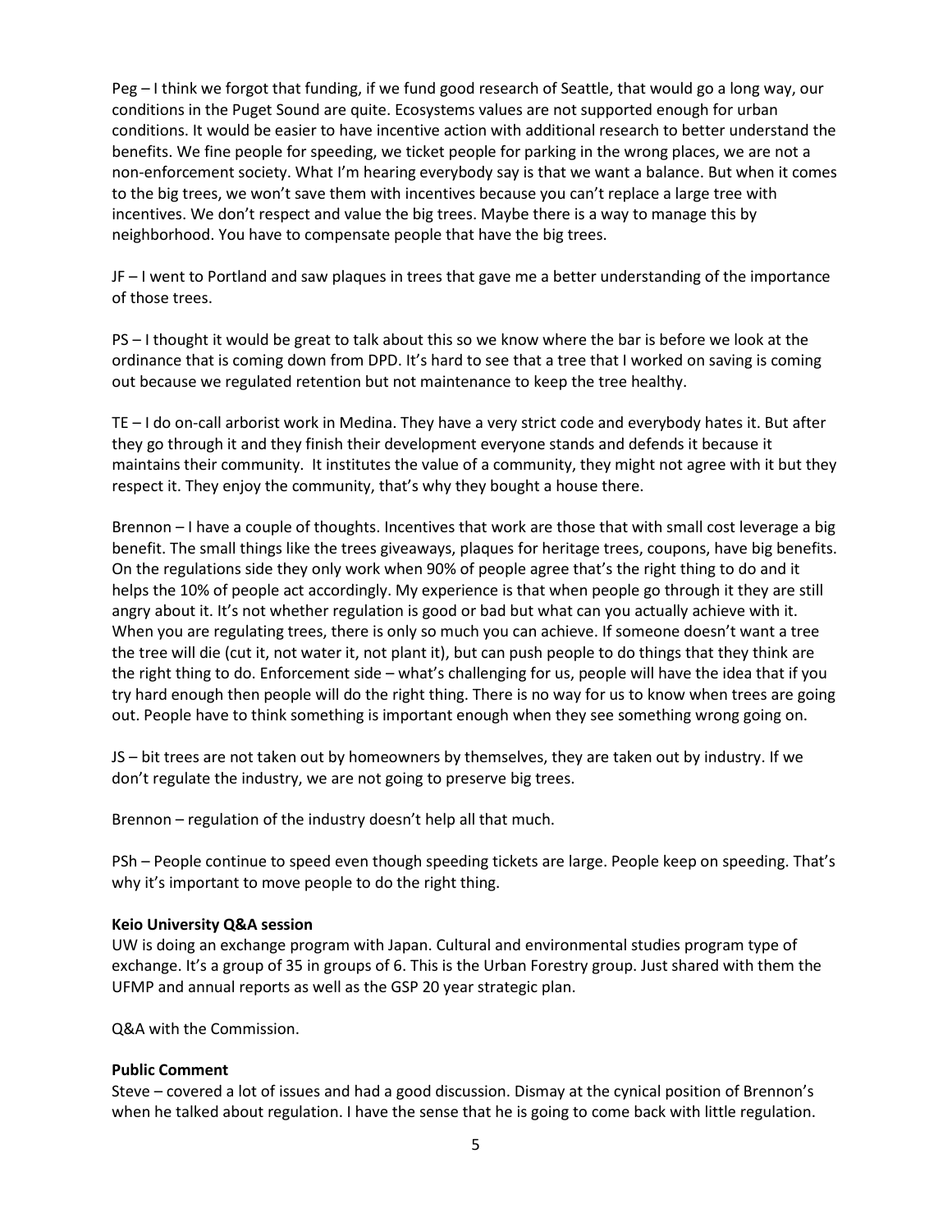Peg – I think we forgot that funding, if we fund good research of Seattle, that would go a long way, our conditions in the Puget Sound are quite. Ecosystems values are not supported enough for urban conditions. It would be easier to have incentive action with additional research to better understand the benefits. We fine people for speeding, we ticket people for parking in the wrong places, we are not a non-enforcement society. What I'm hearing everybody say is that we want a balance. But when it comes to the big trees, we won't save them with incentives because you can't replace a large tree with incentives. We don't respect and value the big trees. Maybe there is a way to manage this by neighborhood. You have to compensate people that have the big trees.

JF – I went to Portland and saw plaques in trees that gave me a better understanding of the importance of those trees.

PS – I thought it would be great to talk about this so we know where the bar is before we look at the ordinance that is coming down from DPD. It's hard to see that a tree that I worked on saving is coming out because we regulated retention but not maintenance to keep the tree healthy.

TE – I do on-call arborist work in Medina. They have a very strict code and everybody hates it. But after they go through it and they finish their development everyone stands and defends it because it maintains their community. It institutes the value of a community, they might not agree with it but they respect it. They enjoy the community, that's why they bought a house there.

Brennon – I have a couple of thoughts. Incentives that work are those that with small cost leverage a big benefit. The small things like the trees giveaways, plaques for heritage trees, coupons, have big benefits. On the regulations side they only work when 90% of people agree that's the right thing to do and it helps the 10% of people act accordingly. My experience is that when people go through it they are still angry about it. It's not whether regulation is good or bad but what can you actually achieve with it. When you are regulating trees, there is only so much you can achieve. If someone doesn't want a tree the tree will die (cut it, not water it, not plant it), but can push people to do things that they think are the right thing to do. Enforcement side – what's challenging for us, people will have the idea that if you try hard enough then people will do the right thing. There is no way for us to know when trees are going out. People have to think something is important enough when they see something wrong going on.

JS – bit trees are not taken out by homeowners by themselves, they are taken out by industry. If we don't regulate the industry, we are not going to preserve big trees.

Brennon – regulation of the industry doesn't help all that much.

PSh – People continue to speed even though speeding tickets are large. People keep on speeding. That's why it's important to move people to do the right thing.

**Keio University Q&A session**

UW is doing an exchange program with Japan. Cultural and environmental studies program type of exchange. It's a group of 35 in groups of 6. This is the Urban Forestry group. Just shared with them the UFMP and annual reports as well as the GSP 20 year strategic plan.

Q&A with the Commission.

**Public Comment**

Steve – covered a lot of issues and had a good discussion. Dismay at the cynical position of Brennon's when he talked about regulation. I have the sense that he is going to come back with little regulation.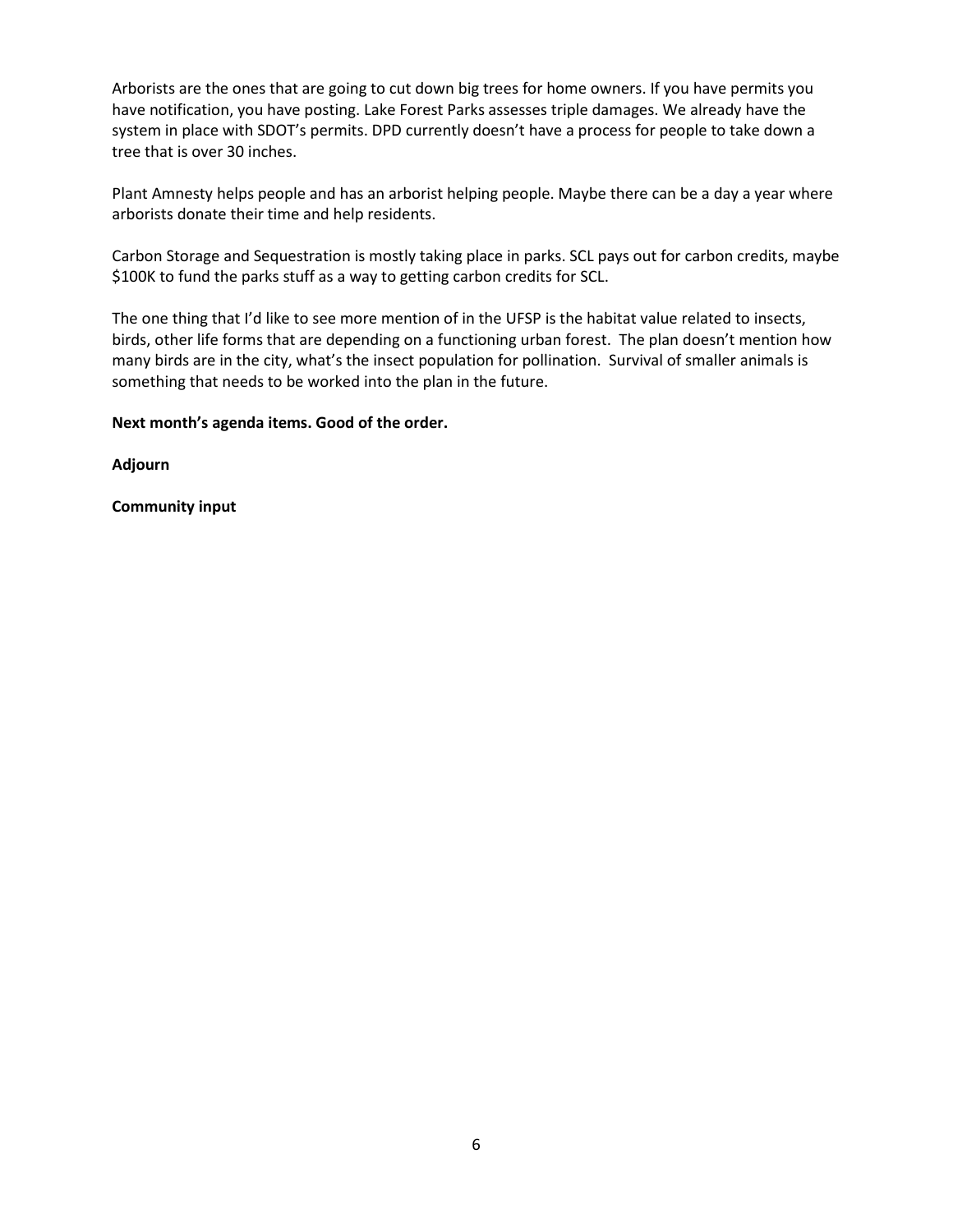Arborists are the ones that are going to cut down big trees for home owners. If you have permits you have notification, you have posting. Lake Forest Parks assesses triple damages. We already have the system in place with SDOT's permits. DPD currently doesn't have a process for people to take down a tree that is over 30 inches.

Plant Amnesty helps people and has an arborist helping people. Maybe there can be a day a year where arborists donate their time and help residents.

Carbon Storage and Sequestration is mostly taking place in parks. SCL pays out for carbon credits, maybe $100K to fund the parks stuff as a way to getting carbon credits for SCL.

The one thing that I'd like to see more mention of in the UFSP is the habitat value related to insects, birds, other life forms that are depending on a functioning urban forest. The plan doesn't mention how many birds are in the city, what's the insect population for pollination. Survival of smaller animals is something that needs to be worked into the plan in the future.

**Next month's agenda items. Good of the order.**

**Adjourn**

**Community input**